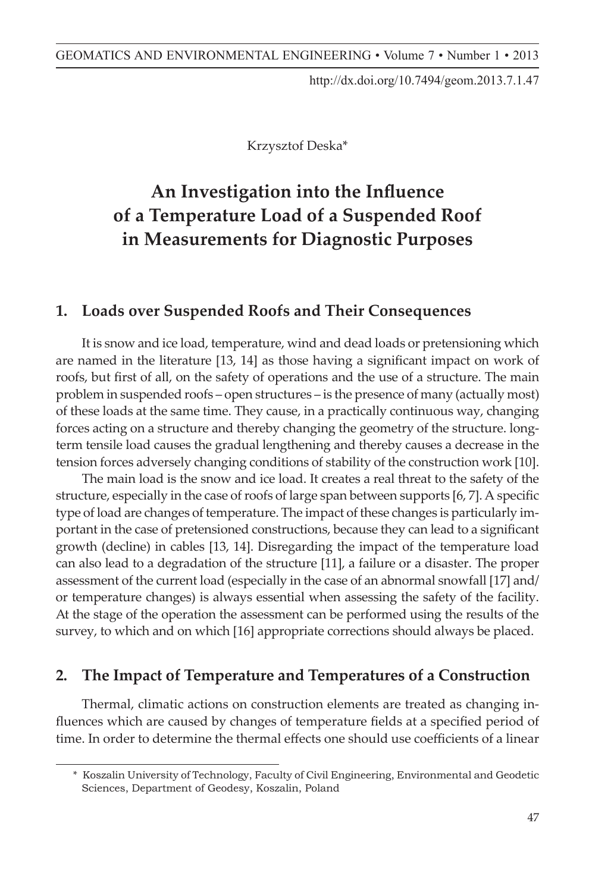Krzysztof Deska*

# An Investigation into the Influence of a Temperature Load of a Suspended Roof in Measurements for Diagnostic Purposes

## 1. Loads over Suspended Roofs and Their Consequences

It is snow and ice load, temperature, wind and dead loads or pretensioning which are named in the literature [13, 14] as those having a significant impact on work of roofs, but first of all, on the safety of operations and the use of a structure. The main problem in suspended roofs – open structures – is the presence of many (actually most) of these loads at the same time. They cause, in a practically continuous way, changing forces acting on a structure and thereby changing the geometry of the structure. long-term tensile load causes the gradual lengthening and thereby causes a decrease in the tension forces adversely changing conditions of stability of the construction work [10].

The main load is the snow and ice load. It creates a real threat to the safety of the structure, especially in the case of roofs of large span between supports [6, 7]. A specific type of load are changes of temperature. The impact of these changes is particularly important in the case of pretensioned constructions, because they can lead to a significant growth (decline) in cables [13, 14]. Disregarding the impact of the temperature load can also lead to a degradation of the structure [11], a failure or a disaster. The proper assessment of the current load (especially in the case of an abnormal snowfall [17] and/or temperature changes) is always essential when assessing the safety of the facility. At the stage of the operation the assessment can be performed using the results of the survey, to which and on which [16] appropriate corrections should always be placed.

## 2. The Impact of Temperature and Temperatures of a Construction

Thermal, climatic actions on construction elements are treated as changing influences which are caused by changes of temperature fields at a specified period of time. In order to determine the thermal effects one should use coefficients of a linear

---

\* Koszalin University of Technology, Faculty of Civil Engineering, Environmental and Geodetic Sciences, Department of Geodesy, Koszalin, Poland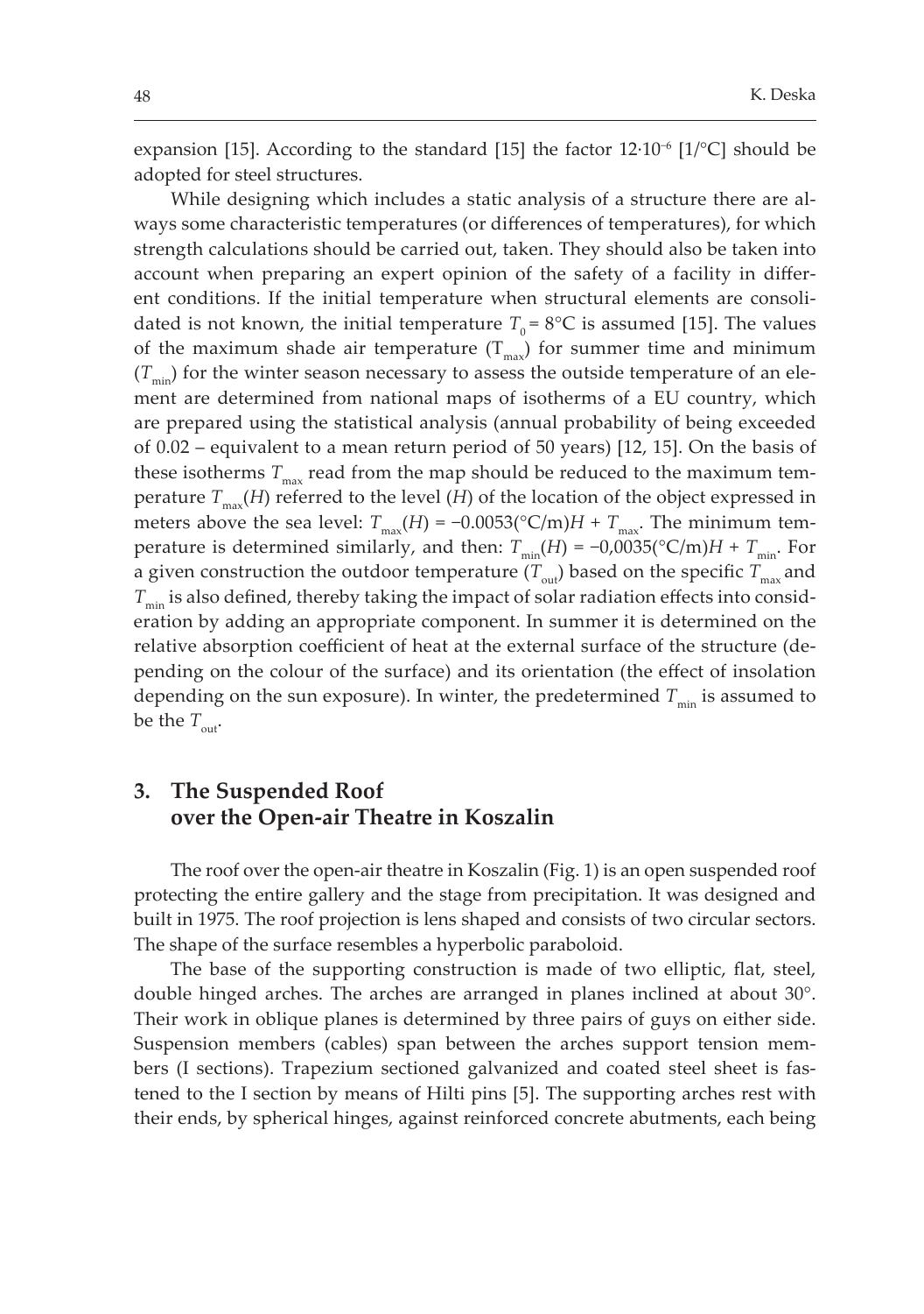expansion [15]. According to the standard [15] the factor $12{\cdot}10^{-6}$ [1/°C] should be adopted for steel structures.

While designing which includes a static analysis of a structure there are always some characteristic temperatures (or differences of temperatures), for which strength calculations should be carried out, taken. They should also be taken into account when preparing an expert opinion of the safety of a facility in different conditions. If the initial temperature when structural elements are consolidated is not known, the initial temperature $T_0 = 8°C$ is assumed [15]. The values of the maximum shade air temperature ($T_{max}$) for summer time and minimum ($T_{min}$) for the winter season necessary to assess the outside temperature of an element are determined from national maps of isotherms of a EU country, which are prepared using the statistical analysis (annual probability of being exceeded of 0.02 – equivalent to a mean return period of 50 years) [12, 15]. On the basis of these isotherms $T_{max}$ read from the map should be reduced to the maximum temperature $T_{max}(H)$ referred to the level ($H$) of the location of the object expressed in meters above the sea level: $T_{max}(H) = -0.0053(°C/m)H + T_{max}$. The minimum temperature is determined similarly, and then: $T_{min}(H) = -0{,}0035(°C/m)H + T_{min}$. For a given construction the outdoor temperature ($T_{out}$) based on the specific $T_{max}$ and $T_{min}$ is also defined, thereby taking the impact of solar radiation effects into consideration by adding an appropriate component. In summer it is determined on the relative absorption coefficient of heat at the external surface of the structure (depending on the colour of the surface) and its orientation (the effect of insolation depending on the sun exposure). In winter, the predetermined $T_{min}$ is assumed to be the $T_{out}$.

## 3. The Suspended Roof over the Open-air Theatre in Koszalin

The roof over the open-air theatre in Koszalin (Fig. 1) is an open suspended roof protecting the entire gallery and the stage from precipitation. It was designed and built in 1975. The roof projection is lens shaped and consists of two circular sectors. The shape of the surface resembles a hyperbolic paraboloid.

The base of the supporting construction is made of two elliptic, flat, steel, double hinged arches. The arches are arranged in planes inclined at about 30°. Their work in oblique planes is determined by three pairs of guys on either side. Suspension members (cables) span between the arches support tension members (I sections). Trapezium sectioned galvanized and coated steel sheet is fastened to the I section by means of Hilti pins [5]. The supporting arches rest with their ends, by spherical hinges, against reinforced concrete abutments, each being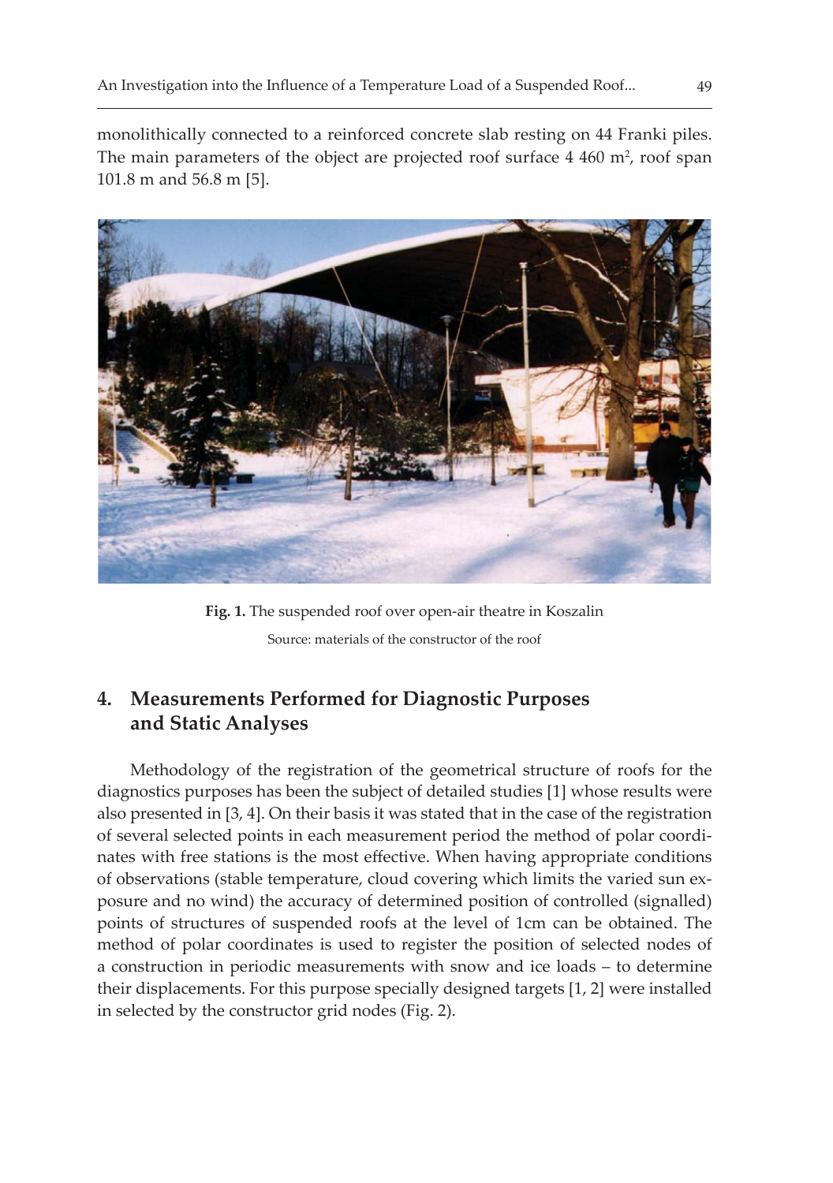monolithically connected to a reinforced concrete slab resting on 44 Franki piles. The main parameters of the object are projected roof surface 4 460 m$^2$, roof span 101.8 m and 56.8 m [5].

**Fig. 1.** The suspended roof over open-air theatre in Koszalin

Source: materials of the constructor of the roof

## 4. Measurements Performed for Diagnostic Purposes and Static Analyses

Methodology of the registration of the geometrical structure of roofs for the diagnostics purposes has been the subject of detailed studies [1] whose results were also presented in [3, 4]. On their basis it was stated that in the case of the registration of several selected points in each measurement period the method of polar coordinates with free stations is the most effective. When having appropriate conditions of observations (stable temperature, cloud covering which limits the varied sun exposure and no wind) the accuracy of determined position of controlled (signalled) points of structures of suspended roofs at the level of 1cm can be obtained. The method of polar coordinates is used to register the position of selected nodes of a construction in periodic measurements with snow and ice loads – to determine their displacements. For this purpose specially designed targets [1, 2] were installed in selected by the constructor grid nodes (Fig. 2).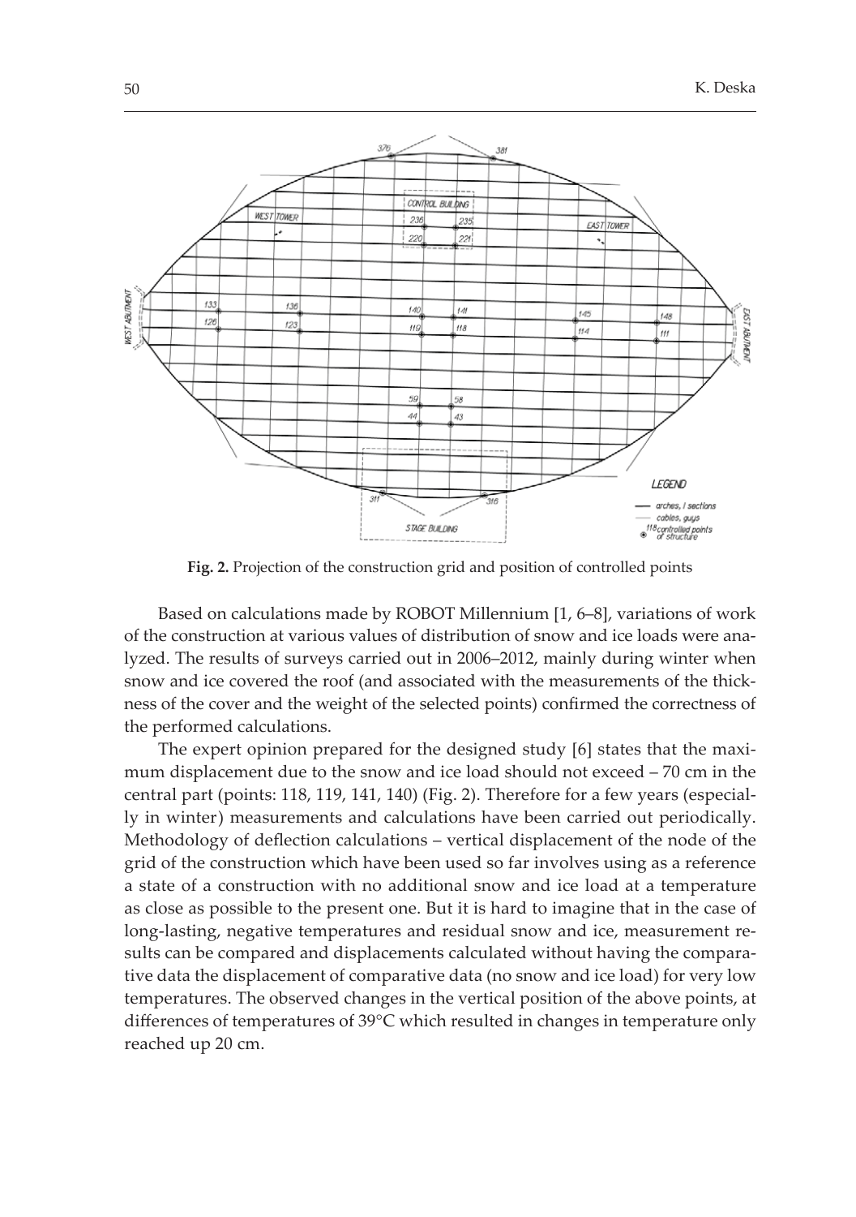**Fig. 2.** Projection of the construction grid and position of controlled points

Based on calculations made by ROBOT Millennium [1, 6–8], variations of work of the construction at various values of distribution of snow and ice loads were analyzed. The results of surveys carried out in 2006–2012, mainly during winter when snow and ice covered the roof (and associated with the measurements of the thickness of the cover and the weight of the selected points) confirmed the correctness of the performed calculations.

The expert opinion prepared for the designed study [6] states that the maximum displacement due to the snow and ice load should not exceed – 70 cm in the central part (points: 118, 119, 141, 140) (Fig. 2). Therefore for a few years (especially in winter) measurements and calculations have been carried out periodically. Methodology of deflection calculations – vertical displacement of the node of the grid of the construction which have been used so far involves using as a reference a state of a construction with no additional snow and ice load at a temperature as close as possible to the present one. But it is hard to imagine that in the case of long-lasting, negative temperatures and residual snow and ice, measurement results can be compared and displacements calculated without having the comparative data the displacement of comparative data (no snow and ice load) for very low temperatures. The observed changes in the vertical position of the above points, at differences of temperatures of 39°C which resulted in changes in temperature only reached up 20 cm.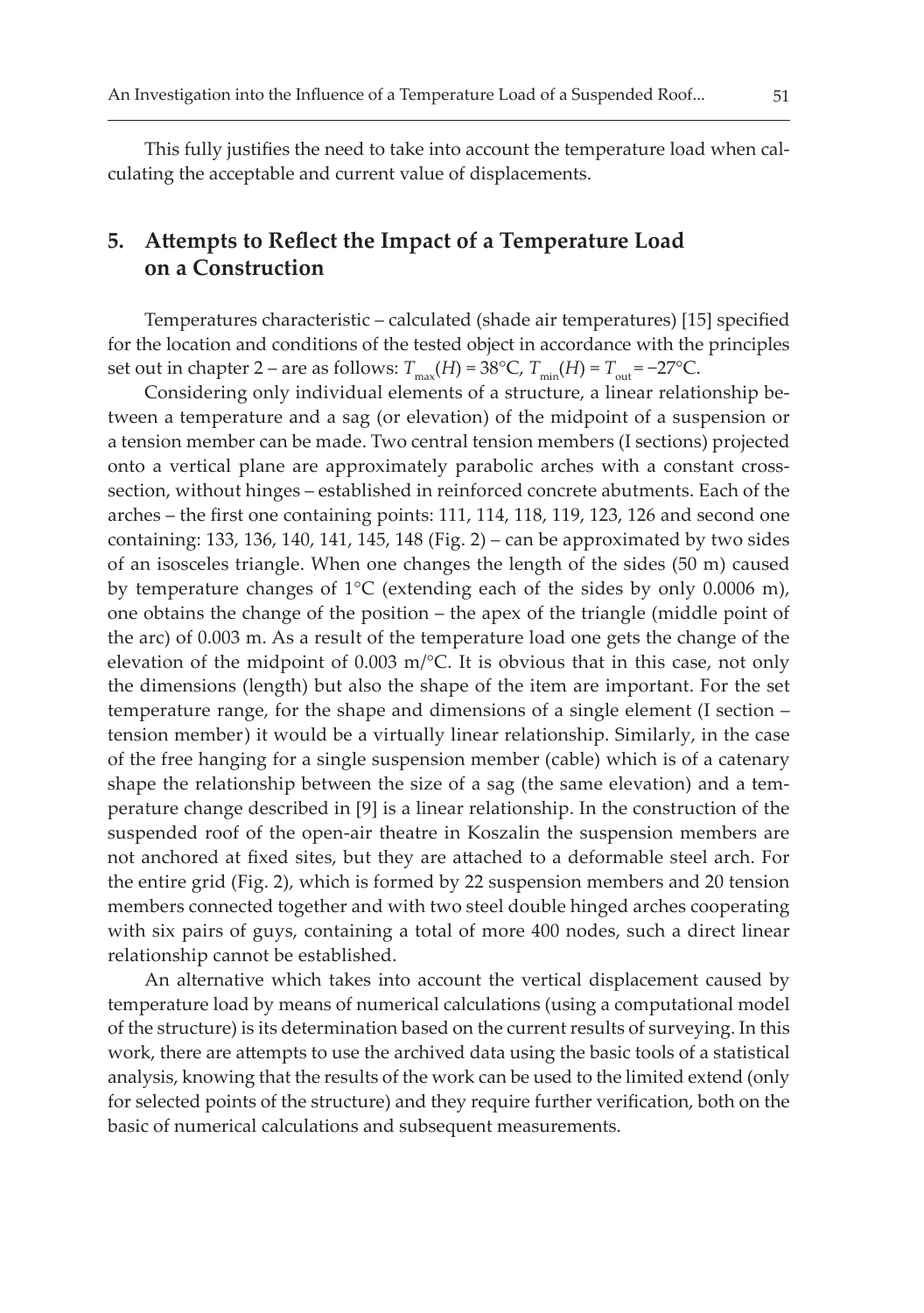This fully justifies the need to take into account the temperature load when calculating the acceptable and current value of displacements.

## 5. Attempts to Reflect the Impact of a Temperature Load on a Construction

Temperatures characteristic – calculated (shade air temperatures) [15] specified for the location and conditions of the tested object in accordance with the principles set out in chapter 2 – are as follows: $T_{max}(H) = 38°C$, $T_{min}(H) = T_{out} = −27°C$.

Considering only individual elements of a structure, a linear relationship between a temperature and a sag (or elevation) of the midpoint of a suspension or a tension member can be made. Two central tension members (I sections) projected onto a vertical plane are approximately parabolic arches with a constant cross-section, without hinges – established in reinforced concrete abutments. Each of the arches – the first one containing points: 111, 114, 118, 119, 123, 126 and second one containing: 133, 136, 140, 141, 145, 148 (Fig. 2) – can be approximated by two sides of an isosceles triangle. When one changes the length of the sides (50 m) caused by temperature changes of 1°C (extending each of the sides by only 0.0006 m), one obtains the change of the position – the apex of the triangle (middle point of the arc) of 0.003 m. As a result of the temperature load one gets the change of the elevation of the midpoint of 0.003 m/°C. It is obvious that in this case, not only the dimensions (length) but also the shape of the item are important. For the set temperature range, for the shape and dimensions of a single element (I section – tension member) it would be a virtually linear relationship. Similarly, in the case of the free hanging for a single suspension member (cable) which is of a catenary shape the relationship between the size of a sag (the same elevation) and a temperature change described in [9] is a linear relationship. In the construction of the suspended roof of the open-air theatre in Koszalin the suspension members are not anchored at fixed sites, but they are attached to a deformable steel arch. For the entire grid (Fig. 2), which is formed by 22 suspension members and 20 tension members connected together and with two steel double hinged arches cooperating with six pairs of guys, containing a total of more 400 nodes, such a direct linear relationship cannot be established.

An alternative which takes into account the vertical displacement caused by temperature load by means of numerical calculations (using a computational model of the structure) is its determination based on the current results of surveying. In this work, there are attempts to use the archived data using the basic tools of a statistical analysis, knowing that the results of the work can be used to the limited extend (only for selected points of the structure) and they require further verification, both on the basic of numerical calculations and subsequent measurements.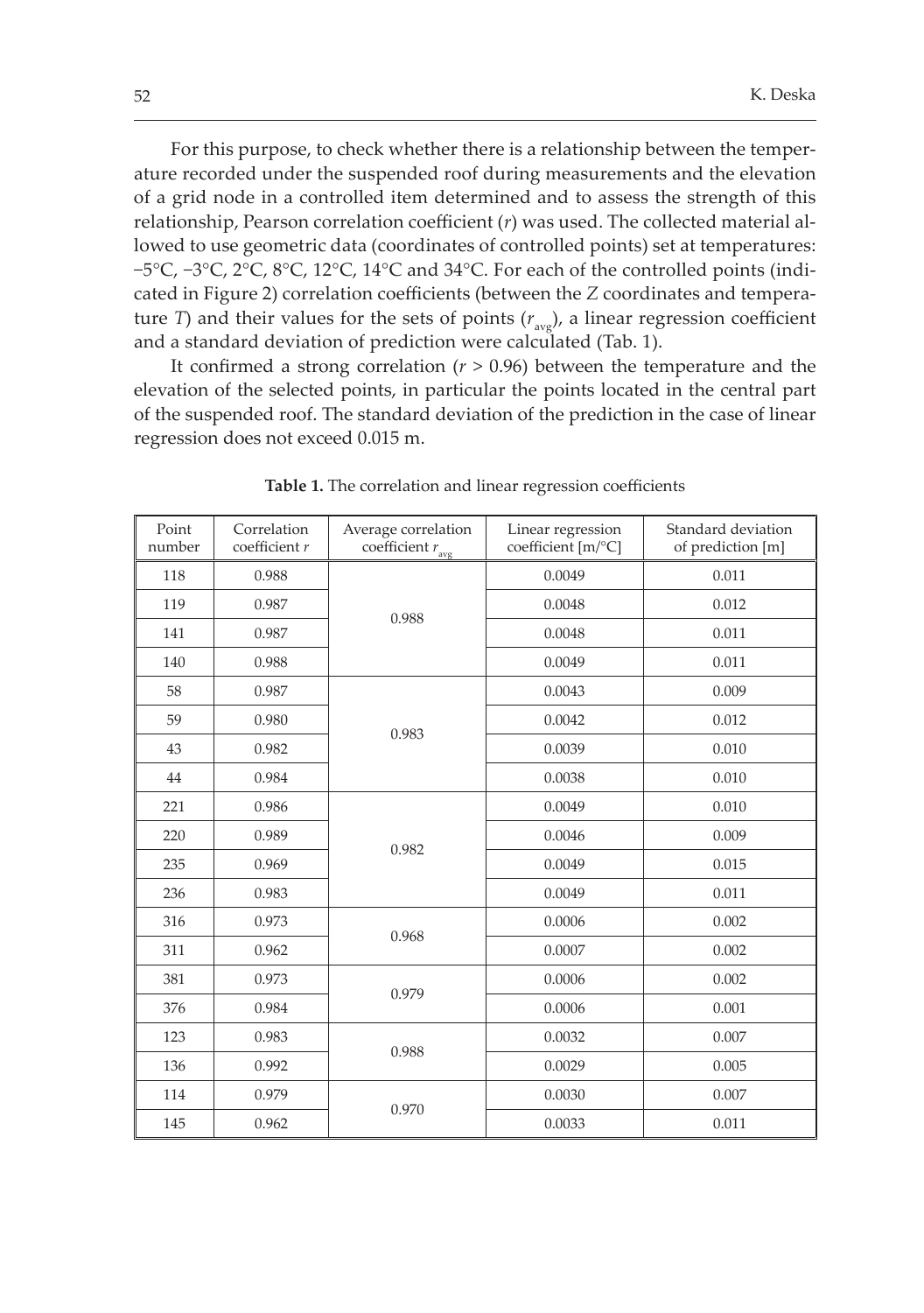For this purpose, to check whether there is a relationship between the temperature recorded under the suspended roof during measurements and the elevation of a grid node in a controlled item determined and to assess the strength of this relationship, Pearson correlation coefficient ($r$) was used. The collected material allowed to use geometric data (coordinates of controlled points) set at temperatures: −5°C, −3°C, 2°C, 8°C, 12°C, 14°C and 34°C. For each of the controlled points (indicated in Figure 2) correlation coefficients (between the $Z$ coordinates and temperature $T$) and their values for the sets of points ($r_{avg}$), a linear regression coefficient and a standard deviation of prediction were calculated (Tab. 1).

It confirmed a strong correlation ($r > 0.96$) between the temperature and the elevation of the selected points, in particular the points located in the central part of the suspended roof. The standard deviation of the prediction in the case of linear regression does not exceed 0.015 m.

**Table 1.** The correlation and linear regression coefficients

| Point number | Correlation coefficient $r$ | Average correlation coefficient $r_{avg}$ | Linear regression coefficient [m/°C] | Standard deviation of prediction [m] |
|---|---|---|---|---|
| 118 | 0.988 | 0.988 | 0.0049 | 0.011 |
| 119 | 0.987 | | 0.0048 | 0.012 |
| 141 | 0.987 | | 0.0048 | 0.011 |
| 140 | 0.988 | | 0.0049 | 0.011 |
| 58 | 0.987 | 0.983 | 0.0043 | 0.009 |
| 59 | 0.980 | | 0.0042 | 0.012 |
| 43 | 0.982 | | 0.0039 | 0.010 |
| 44 | 0.984 | | 0.0038 | 0.010 |
| 221 | 0.986 | 0.982 | 0.0049 | 0.010 |
| 220 | 0.989 | | 0.0046 | 0.009 |
| 235 | 0.969 | | 0.0049 | 0.015 |
| 236 | 0.983 | | 0.0049 | 0.011 |
| 316 | 0.973 | 0.968 | 0.0006 | 0.002 |
| 311 | 0.962 | | 0.0007 | 0.002 |
| 381 | 0.973 | 0.979 | 0.0006 | 0.002 |
| 376 | 0.984 | | 0.0006 | 0.001 |
| 123 | 0.983 | 0.988 | 0.0032 | 0.007 |
| 136 | 0.992 | | 0.0029 | 0.005 |
| 114 | 0.979 | 0.970 | 0.0030 | 0.007 |
| 145 | 0.962 | | 0.0033 | 0.011 |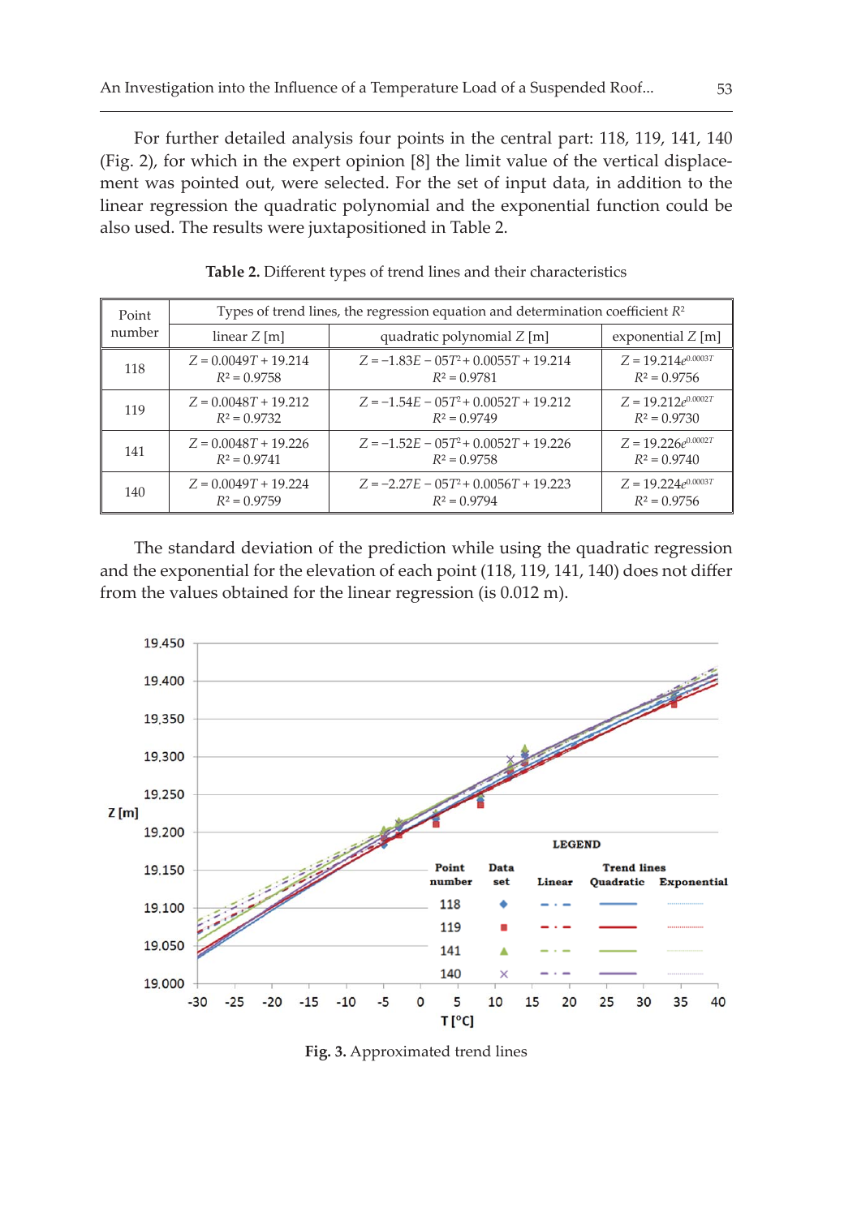For further detailed analysis four points in the central part: 118, 119, 141, 140 (Fig. 2), for which in the expert opinion [8] the limit value of the vertical displacement was pointed out, were selected. For the set of input data, in addition to the linear regression the quadratic polynomial and the exponential function could be also used. The results were juxtapositioned in Table 2.

**Table 2.** Different types of trend lines and their characteristics

| Point number | Types of trend lines, the regression equation and determination coefficient $R^2$ | | |
|---|---|---|---|
| | linear $Z$ [m] | quadratic polynomial $Z$ [m] | exponential $Z$ [m] |
| 118 | $Z = 0.0049T + 19.214$ $R^2 = 0.9758$ | $Z = -1.83E-05T^2 + 0.0055T + 19.214$ $R^2 = 0.9781$ | $Z = 19.214e^{0.0003T}$ $R^2 = 0.9756$ |
| 119 | $Z = 0.0048T + 19.212$ $R^2 = 0.9732$ | $Z = -1.54E-05T^2 + 0.0052T + 19.212$ $R^2 = 0.9749$ | $Z = 19.212e^{0.0002T}$ $R^2 = 0.9730$ |
| 141 | $Z = 0.0048T + 19.226$ $R^2 = 0.9741$ | $Z = -1.52E-05T^2 + 0.0052T + 19.226$ $R^2 = 0.9758$ | $Z = 19.226e^{0.0002T}$ $R^2 = 0.9740$ |
| 140 | $Z = 0.0049T + 19.224$ $R^2 = 0.9759$ | $Z = -2.27E-05T^2 + 0.0056T + 19.223$ $R^2 = 0.9794$ | $Z = 19.224e^{0.0003T}$ $R^2 = 0.9756$ |

The standard deviation of the prediction while using the quadratic regression and the exponential for the elevation of each point (118, 119, 141, 140) does not differ from the values obtained for the linear regression (is 0.012 m).

**Fig. 3.** Approximated trend lines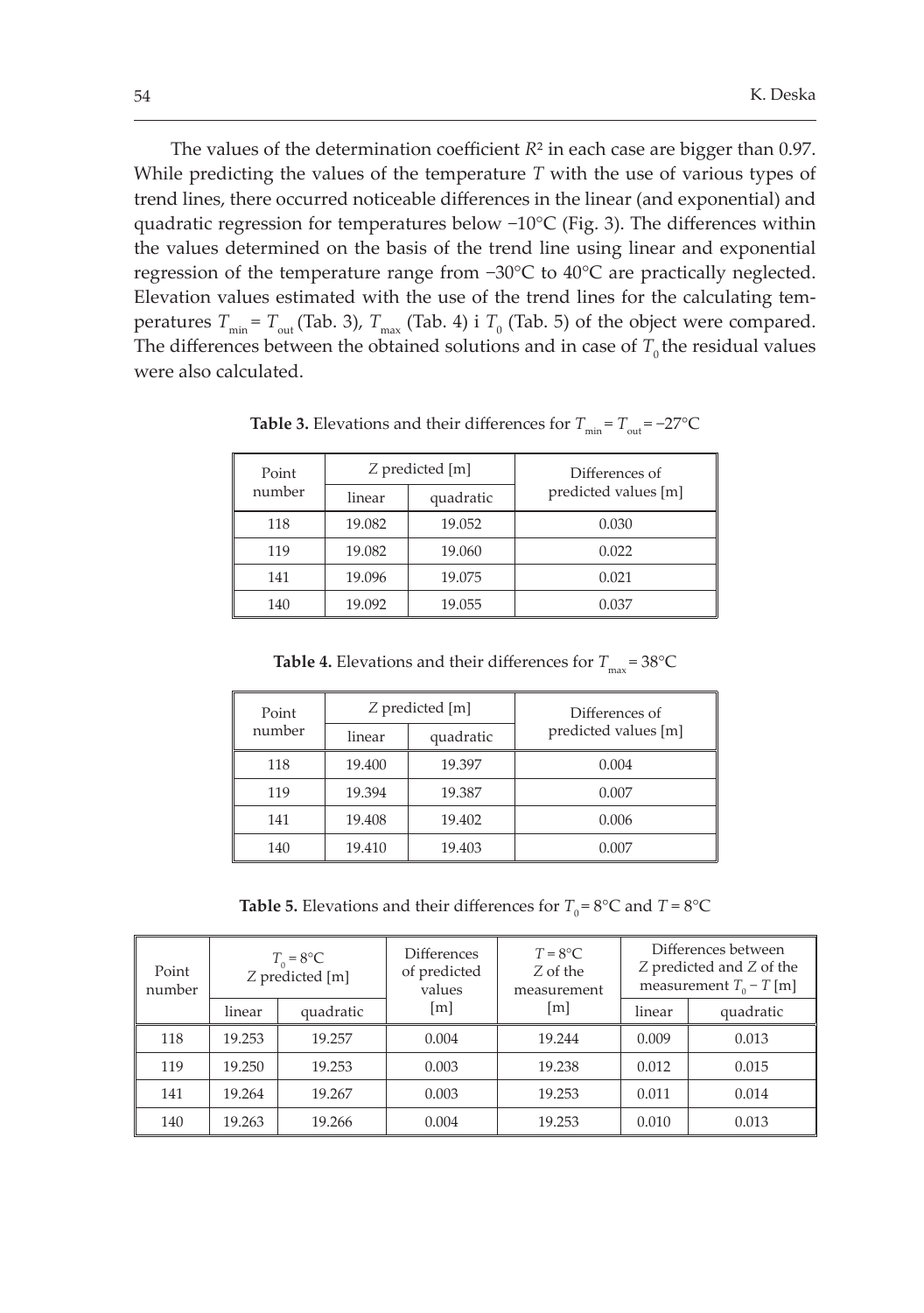The values of the determination coefficient $R^2$ in each case are bigger than 0.97. While predicting the values of the temperature $T$ with the use of various types of trend lines, there occurred noticeable differences in the linear (and exponential) and quadratic regression for temperatures below −10°C (Fig. 3). The differences within the values determined on the basis of the trend line using linear and exponential regression of the temperature range from −30°C to 40°C are practically neglected. Elevation values estimated with the use of the trend lines for the calculating temperatures $T_{min} = T_{out}$ (Tab. 3), $T_{max}$ (Tab. 4) i $T_0$ (Tab. 5) of the object were compared. The differences between the obtained solutions and in case of $T_0$ the residual values were also calculated.

**Table 3.** Elevations and their differences for $T_{min} = T_{out} = -27$°C

| Point number | $Z$ predicted [m] | | Differences of predicted values [m] |
|---|---|---|---|
| | linear | quadratic | |
| 118 | 19.082 | 19.052 | 0.030 |
| 119 | 19.082 | 19.060 | 0.022 |
| 141 | 19.096 | 19.075 | 0.021 |
| 140 | 19.092 | 19.055 | 0.037 |

**Table 4.** Elevations and their differences for $T_{max} = 38$°C

| Point number | $Z$ predicted [m] | | Differences of predicted values [m] |
|---|---|---|---|
| | linear | quadratic | |
| 118 | 19.400 | 19.397 | 0.004 |
| 119 | 19.394 | 19.387 | 0.007 |
| 141 | 19.408 | 19.402 | 0.006 |
| 140 | 19.410 | 19.403 | 0.007 |

**Table 5.** Elevations and their differences for $T_0 = 8$°C and $T = 8$°C

| Point number | $T_0 = 8$°C $Z$ predicted [m] | | Differences of predicted values [m] | $T = 8$°C $Z$ of the measurement [m] | Differences between $Z$ predicted and $Z$ of the measurement $T_0 - T$ [m] | |
|---|---|---|---|---|---|---|
| | linear | quadratic | | | linear | quadratic |
| 118 | 19.253 | 19.257 | 0.004 | 19.244 | 0.009 | 0.013 |
| 119 | 19.250 | 19.253 | 0.003 | 19.238 | 0.012 | 0.015 |
| 141 | 19.264 | 19.267 | 0.003 | 19.253 | 0.011 | 0.014 |
| 140 | 19.263 | 19.266 | 0.004 | 19.253 | 0.010 | 0.013 |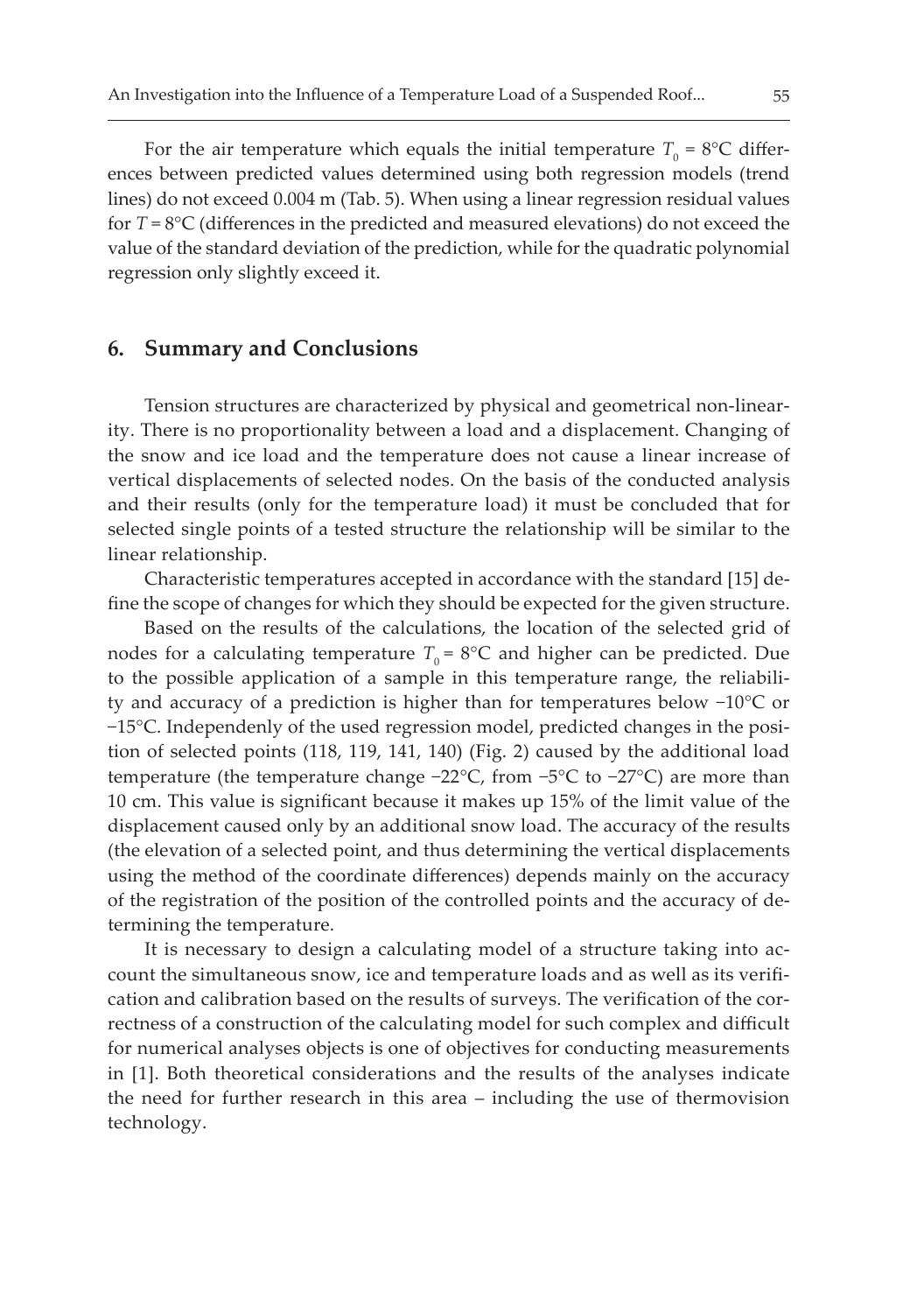For the air temperature which equals the initial temperature $T_0$ = 8°C differences between predicted values determined using both regression models (trend lines) do not exceed 0.004 m (Tab. 5). When using a linear regression residual values for $T$ = 8°C (differences in the predicted and measured elevations) do not exceed the value of the standard deviation of the prediction, while for the quadratic polynomial regression only slightly exceed it.

## 6. Summary and Conclusions

Tension structures are characterized by physical and geometrical non-linearity. There is no proportionality between a load and a displacement. Changing of the snow and ice load and the temperature does not cause a linear increase of vertical displacements of selected nodes. On the basis of the conducted analysis and their results (only for the temperature load) it must be concluded that for selected single points of a tested structure the relationship will be similar to the linear relationship.

Characteristic temperatures accepted in accordance with the standard [15] define the scope of changes for which they should be expected for the given structure.

Based on the results of the calculations, the location of the selected grid of nodes for a calculating temperature $T_0$ = 8°C and higher can be predicted. Due to the possible application of a sample in this temperature range, the reliability and accuracy of a prediction is higher than for temperatures below −10°C or −15°C. Independenly of the used regression model, predicted changes in the position of selected points (118, 119, 141, 140) (Fig. 2) caused by the additional load temperature (the temperature change −22°C, from −5°C to −27°C) are more than 10 cm. This value is significant because it makes up 15% of the limit value of the displacement caused only by an additional snow load. The accuracy of the results (the elevation of a selected point, and thus determining the vertical displacements using the method of the coordinate differences) depends mainly on the accuracy of the registration of the position of the controlled points and the accuracy of determining the temperature.

It is necessary to design a calculating model of a structure taking into account the simultaneous snow, ice and temperature loads and as well as its verification and calibration based on the results of surveys. The verification of the correctness of a construction of the calculating model for such complex and difficult for numerical analyses objects is one of objectives for conducting measurements in [1]. Both theoretical considerations and the results of the analyses indicate the need for further research in this area – including the use of thermovision technology.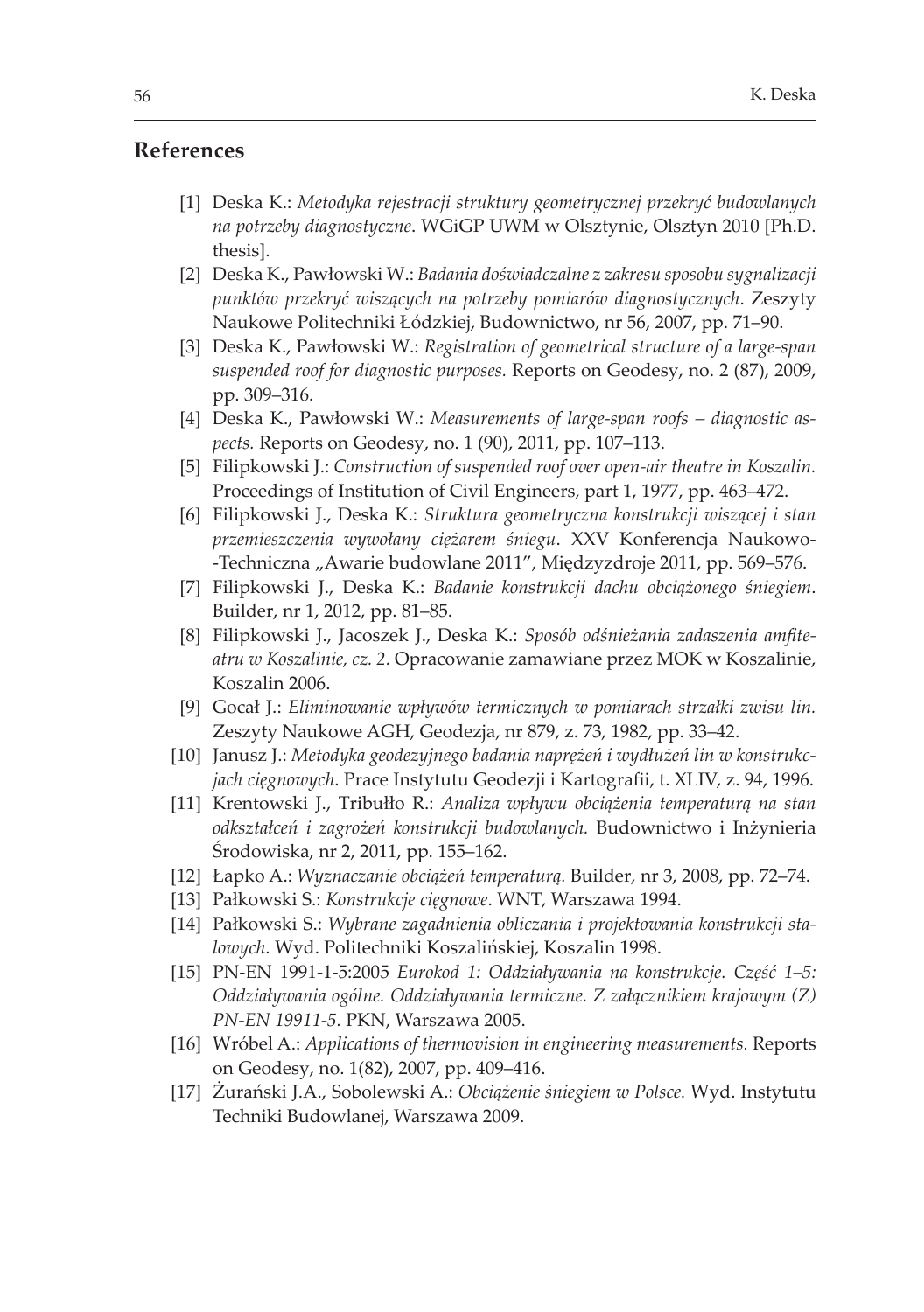## References

[1] Deska K.: *Metodyka rejestracji struktury geometrycznej przekryć budowlanych na potrzeby diagnostyczne*. WGiGP UWM w Olsztynie, Olsztyn 2010 [Ph.D. thesis].

[2] Deska K., Pawłowski W.: *Badania doświadczalne z zakresu sposobu sygnalizacji punktów przekryć wiszących na potrzeby pomiarów diagnostycznych*. Zeszyty Naukowe Politechniki Łódzkiej, Budownictwo, nr 56, 2007, pp. 71–90.

[3] Deska K., Pawłowski W.: *Registration of geometrical structure of a large-span suspended roof for diagnostic purposes.* Reports on Geodesy, no. 2 (87), 2009, pp. 309–316.

[4] Deska K., Pawłowski W.: *Measurements of large-span roofs – diagnostic aspects.* Reports on Geodesy, no. 1 (90), 2011, pp. 107–113.

[5] Filipkowski J.: *Construction of suspended roof over open-air theatre in Koszalin.* Proceedings of Institution of Civil Engineers, part 1, 1977, pp. 463–472.

[6] Filipkowski J., Deska K.: *Struktura geometryczna konstrukcji wiszącej i stan przemieszczenia wywołany ciężarem śniegu*. XXV Konferencja Naukowo--Techniczna „Awarie budowlane 2011", Międzyzdroje 2011, pp. 569–576.

[7] Filipkowski J., Deska K.: *Badanie konstrukcji dachu obciążonego śniegiem*. Builder, nr 1, 2012, pp. 81–85.

[8] Filipkowski J., Jacoszek J., Deska K.: *Sposób odśnieżania zadaszenia amfiteatru w Koszalinie, cz. 2.* Opracowanie zamawiane przez MOK w Koszalinie, Koszalin 2006.

[9] Gocał J.: *Eliminowanie wpływów termicznych w pomiarach strzałki zwisu lin.* Zeszyty Naukowe AGH, Geodezja, nr 879, z. 73, 1982, pp. 33–42.

[10] Janusz J.: *Metodyka geodezyjnego badania naprężeń i wydłużeń lin w konstrukcjach cięgnowych*. Prace Instytutu Geodezji i Kartografii, t. XLIV, z. 94, 1996.

[11] Krentowski J., Tribułło R.: *Analiza wpływu obciążenia temperaturą na stan odkształceń i zagrożeń konstrukcji budowlanych.* Budownictwo i Inżynieria Środowiska, nr 2, 2011, pp. 155–162.

[12] Łapko A.: *Wyznaczanie obciążeń temperaturą.* Builder, nr 3, 2008, pp. 72–74.

[13] Pałkowski S.: *Konstrukcje cięgnowe*. WNT, Warszawa 1994.

[14] Pałkowski S.: *Wybrane zagadnienia obliczania i projektowania konstrukcji stalowych*. Wyd. Politechniki Koszalińskiej, Koszalin 1998.

[15] PN-EN 1991-1-5:2005 *Eurokod 1: Oddziaływania na konstrukcje. Część 1–5: Oddziaływania ogólne. Oddziaływania termiczne. Z załącznikiem krajowym (Z) PN-EN 19911-5.* PKN, Warszawa 2005.

[16] Wróbel A.: *Applications of thermovision in engineering measurements.* Reports on Geodesy, no. 1(82), 2007, pp. 409–416.

[17] Żurański J.A., Sobolewski A.: *Obciążenie śniegiem w Polsce.* Wyd. Instytutu Techniki Budowlanej, Warszawa 2009.